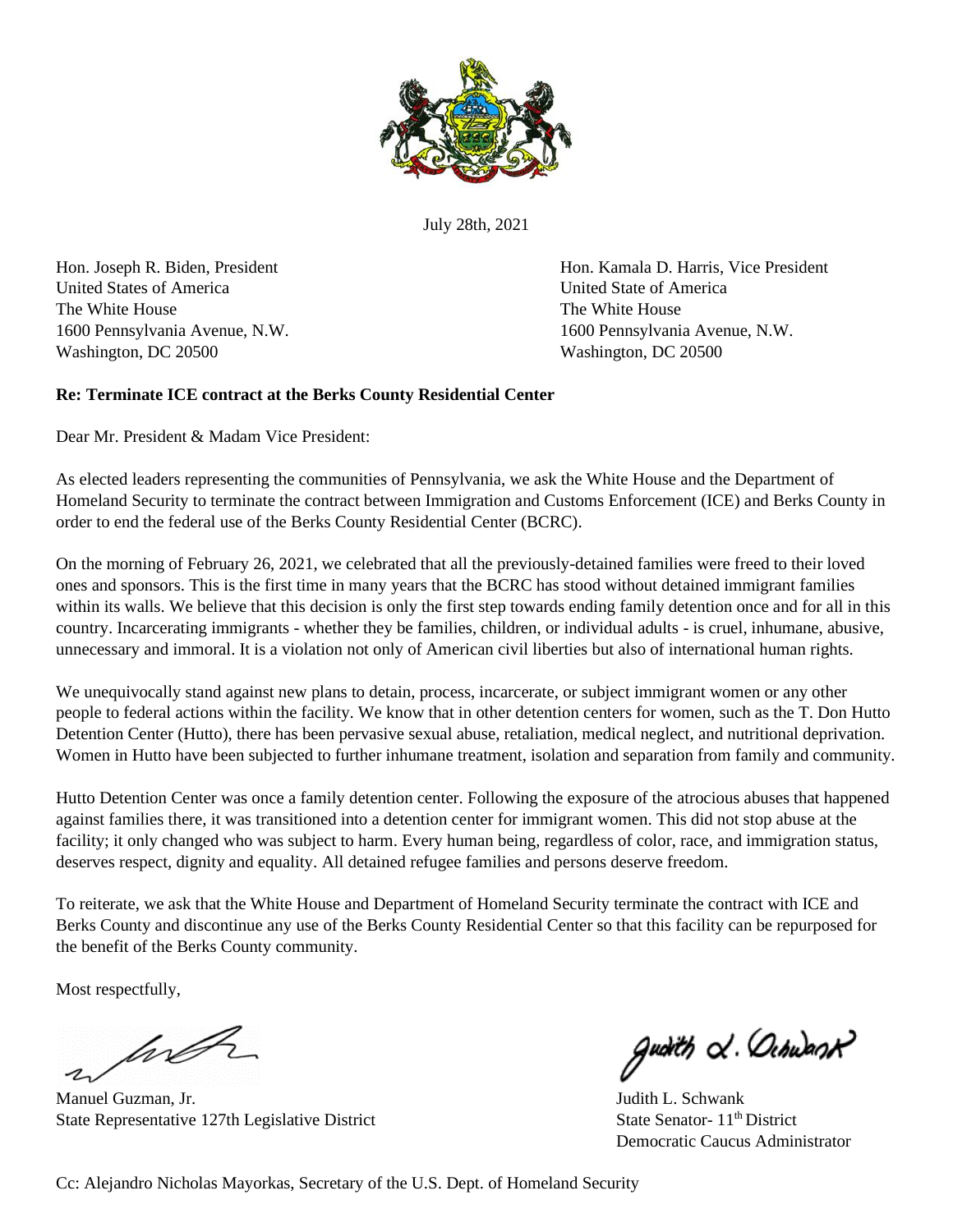July 28th, 2021

Hon. Joseph R. Biden, President
United States of America
The White House
1600 Pennsylvania Avenue, N.W.
Washington, DC 20500

Hon. Kamala D. Harris, Vice President
United State of America
The White House
1600 Pennsylvania Avenue, N.W.
Washington, DC 20500

**Re: Terminate ICE contract at the Berks County Residential Center**

Dear Mr. President & Madam Vice President:

As elected leaders representing the communities of Pennsylvania, we ask the White House and the Department of Homeland Security to terminate the contract between Immigration and Customs Enforcement (ICE) and Berks County in order to end the federal use of the Berks County Residential Center (BCRC).

On the morning of February 26, 2021, we celebrated that all the previously-detained families were freed to their loved ones and sponsors. This is the first time in many years that the BCRC has stood without detained immigrant families within its walls. We believe that this decision is only the first step towards ending family detention once and for all in this country. Incarcerating immigrants - whether they be families, children, or individual adults - is cruel, inhumane, abusive, unnecessary and immoral. It is a violation not only of American civil liberties but also of international human rights.

We unequivocally stand against new plans to detain, process, incarcerate, or subject immigrant women or any other people to federal actions within the facility. We know that in other detention centers for women, such as the T. Don Hutto Detention Center (Hutto), there has been pervasive sexual abuse, retaliation, medical neglect, and nutritional deprivation. Women in Hutto have been subjected to further inhumane treatment, isolation and separation from family and community.

Hutto Detention Center was once a family detention center. Following the exposure of the atrocious abuses that happened against families there, it was transitioned into a detention center for immigrant women. This did not stop abuse at the facility; it only changed who was subject to harm. Every human being, regardless of color, race, and immigration status, deserves respect, dignity and equality. All detained refugee families and persons deserve freedom.

To reiterate, we ask that the White House and Department of Homeland Security terminate the contract with ICE and Berks County and discontinue any use of the Berks County Residential Center so that this facility can be repurposed for the benefit of the Berks County community.

Most respectfully,

Manuel Guzman, Jr.
State Representative 127th Legislative District

Judith L. Schwank
State Senator- 11th District
Democratic Caucus Administrator

Cc: Alejandro Nicholas Mayorkas, Secretary of the U.S. Dept. of Homeland Security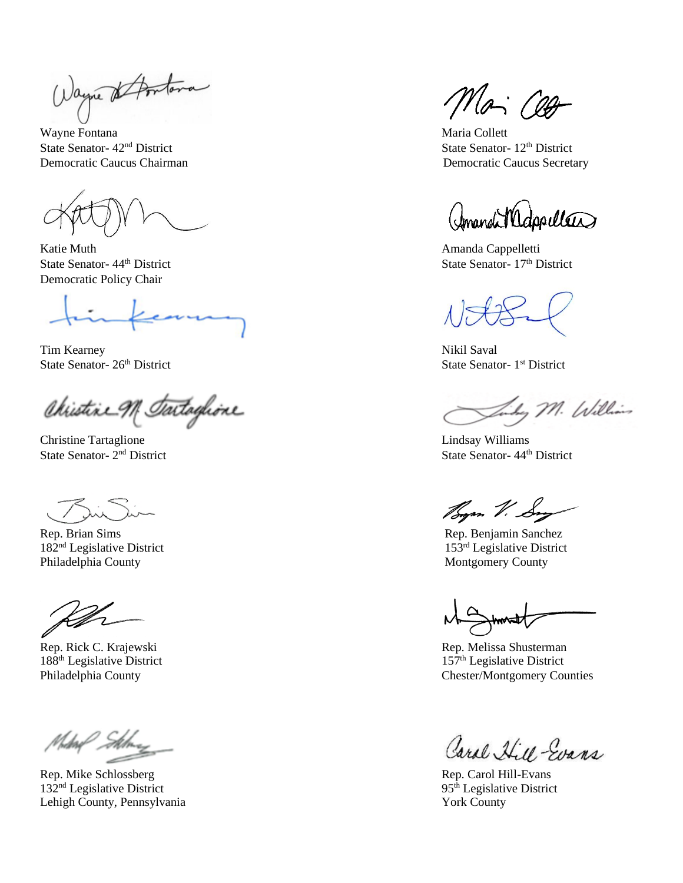Wayne Fontana
State Senator- 42nd District
Democratic Caucus Chairman

Maria Collett
State Senator- 12th District
Democratic Caucus Secretary

Katie Muth
State Senator- 44th District
Democratic Policy Chair

Amanda Cappelletti
State Senator- 17th District

Tim Kearney
State Senator- 26th District

Nikil Saval
State Senator- 1st District

Christine Tartaglione
State Senator- 2nd District

Lindsay Williams
State Senator- 44th District

Rep. Brian Sims
182nd Legislative District
Philadelphia County

Rep. Benjamin Sanchez
153rd Legislative District
Montgomery County

Rep. Rick C. Krajewski
188th Legislative District
Philadelphia County

Rep. Melissa Shusterman
157th Legislative District
Chester/Montgomery Counties

Rep. Mike Schlossberg
132nd Legislative District
Lehigh County, Pennsylvania

Rep. Carol Hill-Evans
95th Legislative District
York County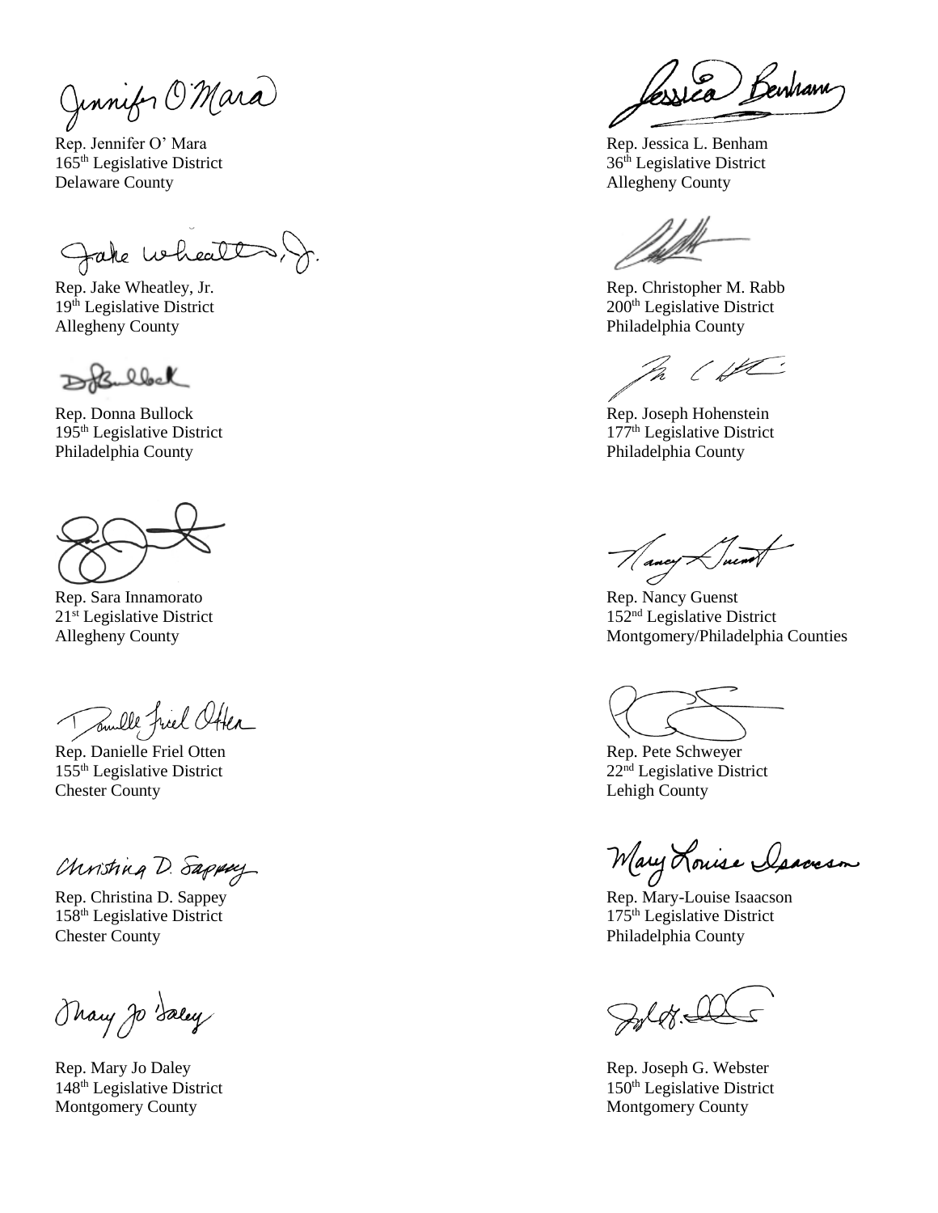Rep. Jennifer O' Mara
165th Legislative District
Delaware County

Rep. Jake Wheatley, Jr.
19th Legislative District
Allegheny County

Rep. Donna Bullock
195th Legislative District
Philadelphia County

Rep. Sara Innamorato
21st Legislative District
Allegheny County

Rep. Danielle Friel Otten
155th Legislative District
Chester County

Rep. Christina D. Sappey
158th Legislative District
Chester County

Rep. Mary Jo Daley
148th Legislative District
Montgomery County

Rep. Jessica L. Benham
36th Legislative District
Allegheny County

Rep. Christopher M. Rabb
200th Legislative District
Philadelphia County

Rep. Joseph Hohenstein
177th Legislative District
Philadelphia County

Rep. Nancy Guenst
152nd Legislative District
Montgomery/Philadelphia Counties

Rep. Pete Schweyer
22nd Legislative District
Lehigh County

Rep. Mary-Louise Isaacson
175th Legislative District
Philadelphia County

Rep. Joseph G. Webster
150th Legislative District
Montgomery County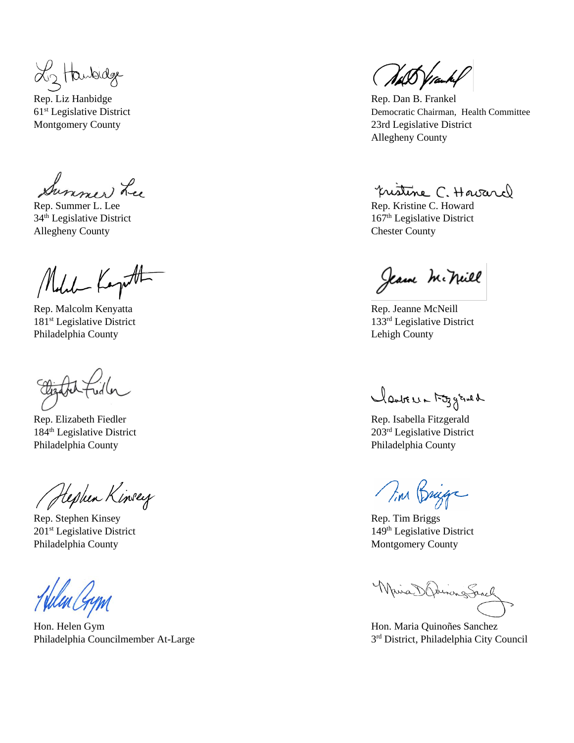Rep. Liz Hanbidge
61st Legislative District
Montgomery County

Rep. Dan B. Frankel
Democratic Chairman, Health Committee
23rd Legislative District
Allegheny County

Rep. Summer L. Lee
34th Legislative District
Allegheny County

Rep. Kristine C. Howard
167th Legislative District
Chester County

Rep. Malcolm Kenyatta
181st Legislative District
Philadelphia County

Rep. Jeanne McNeill
133rd Legislative District
Lehigh County

Rep. Elizabeth Fiedler
184th Legislative District
Philadelphia County

Rep. Isabella Fitzgerald
203rd Legislative District
Philadelphia County

Rep. Stephen Kinsey
201st Legislative District
Philadelphia County

Rep. Tim Briggs
149th Legislative District
Montgomery County

Hon. Helen Gym
Philadelphia Councilmember At-Large

Hon. Maria Quinoñes Sanchez
3rd District, Philadelphia City Council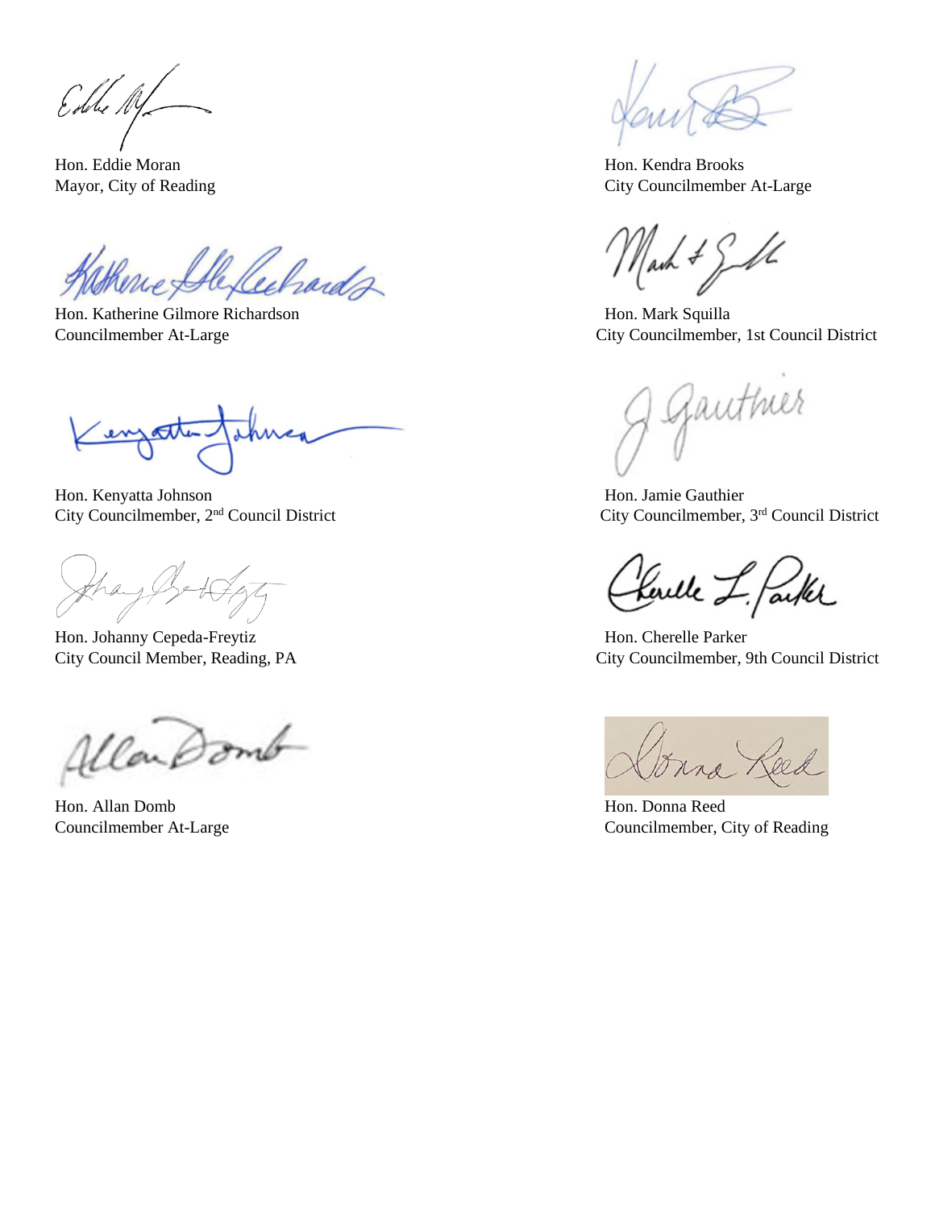Hon. Eddie Moran
Mayor, City of Reading

Hon. Kendra Brooks
City Councilmember At-Large

Hon. Katherine Gilmore Richardson
Councilmember At-Large

Hon. Mark Squilla
City Councilmember, 1st Council District

Hon. Kenyatta Johnson
City Councilmember, 2nd Council District

Hon. Jamie Gauthier
City Councilmember, 3rd Council District

Hon. Johanny Cepeda-Freytiz
City Council Member, Reading, PA

Hon. Cherelle Parker
City Councilmember, 9th Council District

Hon. Allan Domb
Councilmember At-Large

Hon. Donna Reed
Councilmember, City of Reading